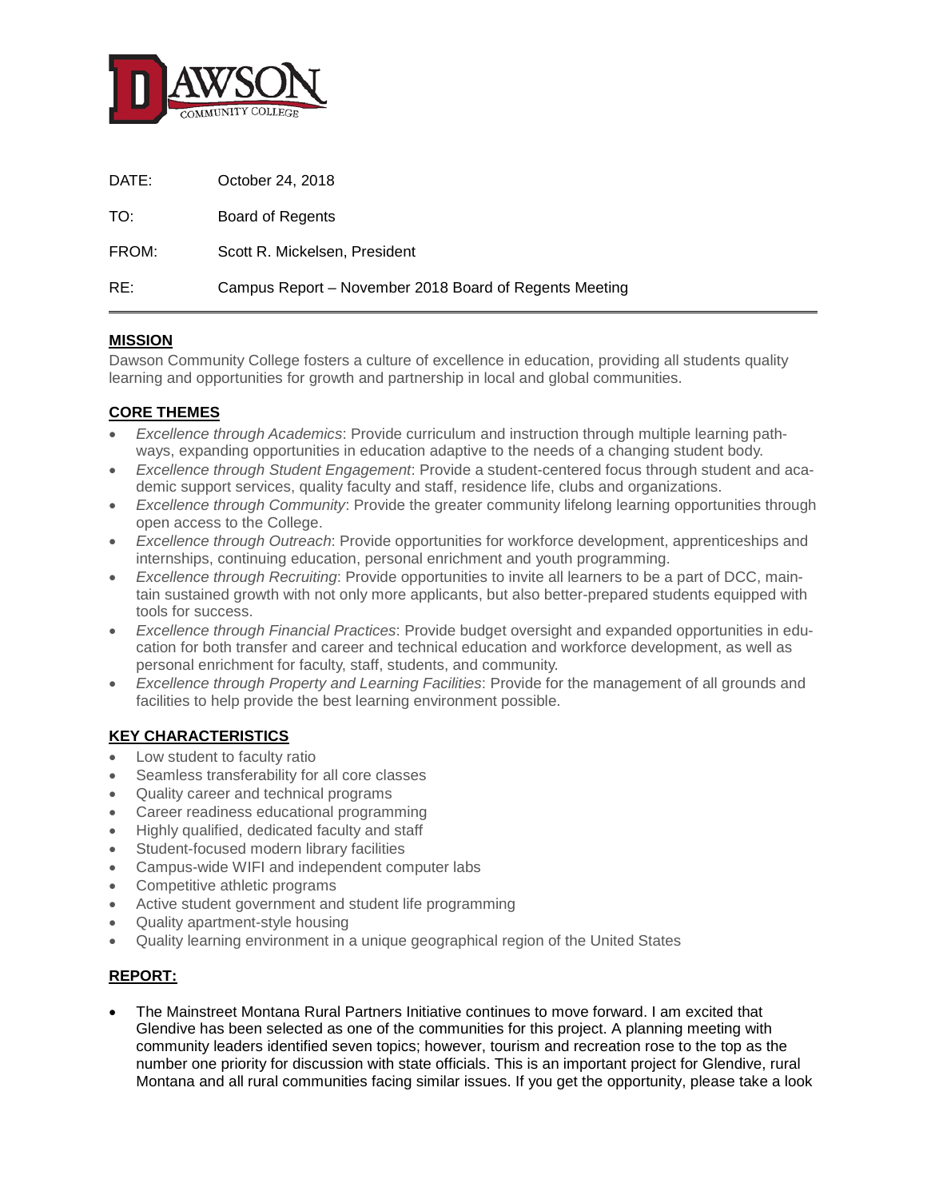DATE: October 24, 2018

TO: Board of Regents

FROM: Scott R. Mickelsen, President

RE: Campus Report – November 2018 Board of Regents Meeting

---

## MISSION

Dawson Community College fosters a culture of excellence in education, providing all students quality learning and opportunities for growth and partnership in local and global communities.

## CORE THEMES

- *Excellence through Academics*: Provide curriculum and instruction through multiple learning pathways, expanding opportunities in education adaptive to the needs of a changing student body.
- *Excellence through Student Engagement*: Provide a student-centered focus through student and academic support services, quality faculty and staff, residence life, clubs and organizations.
- *Excellence through Community*: Provide the greater community lifelong learning opportunities through open access to the College.
- *Excellence through Outreach*: Provide opportunities for workforce development, apprenticeships and internships, continuing education, personal enrichment and youth programming.
- *Excellence through Recruiting*: Provide opportunities to invite all learners to be a part of DCC, maintain sustained growth with not only more applicants, but also better-prepared students equipped with tools for success.
- *Excellence through Financial Practices*: Provide budget oversight and expanded opportunities in education for both transfer and career and technical education and workforce development, as well as personal enrichment for faculty, staff, students, and community.
- *Excellence through Property and Learning Facilities*: Provide for the management of all grounds and facilities to help provide the best learning environment possible.

## KEY CHARACTERISTICS

- Low student to faculty ratio
- Seamless transferability for all core classes
- Quality career and technical programs
- Career readiness educational programming
- Highly qualified, dedicated faculty and staff
- Student-focused modern library facilities
- Campus-wide WIFI and independent computer labs
- Competitive athletic programs
- Active student government and student life programming
- Quality apartment-style housing
- Quality learning environment in a unique geographical region of the United States

## REPORT:

- The Mainstreet Montana Rural Partners Initiative continues to move forward. I am excited that Glendive has been selected as one of the communities for this project. A planning meeting with community leaders identified seven topics; however, tourism and recreation rose to the top as the number one priority for discussion with state officials. This is an important project for Glendive, rural Montana and all rural communities facing similar issues. If you get the opportunity, please take a look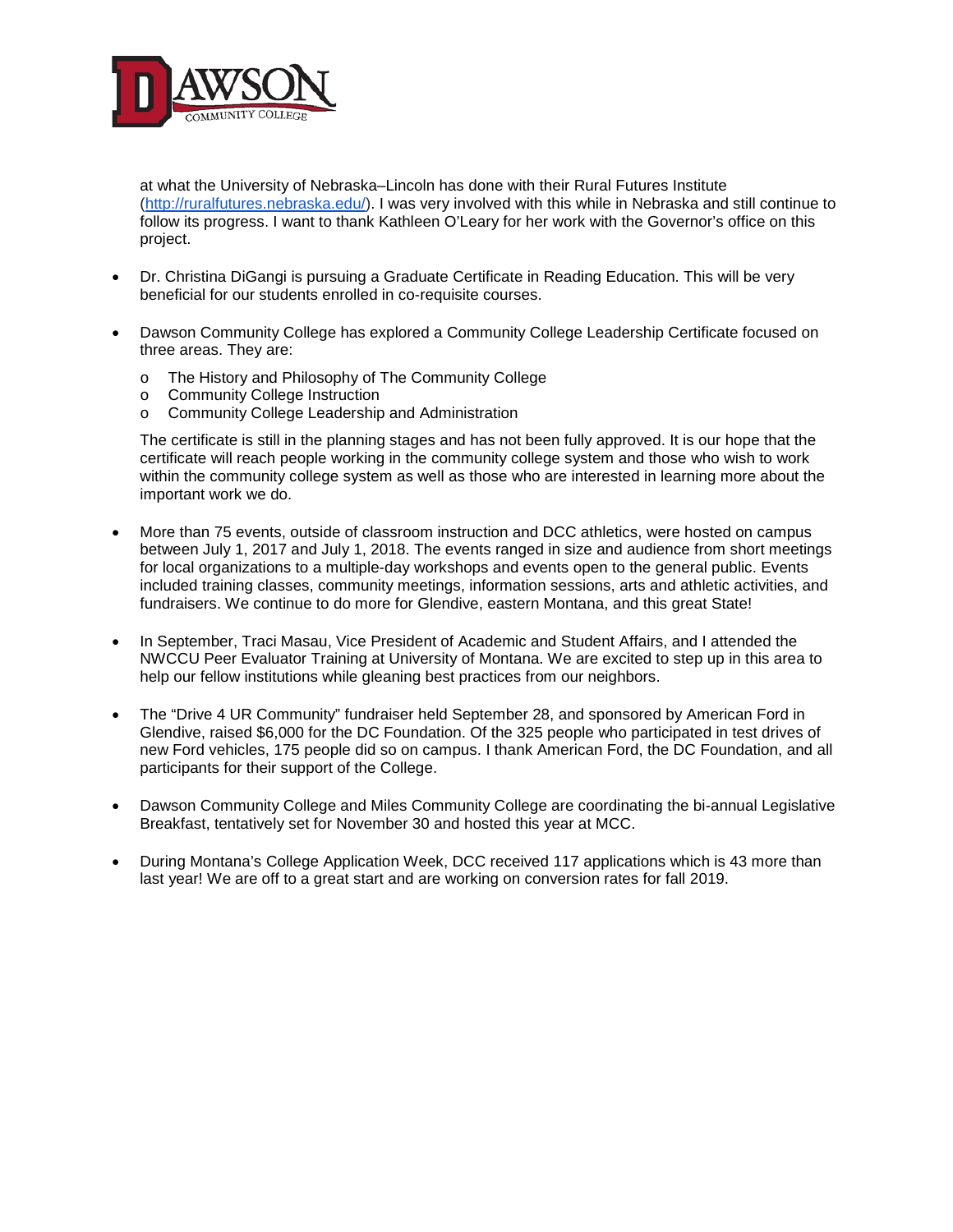at what the University of Nebraska–Lincoln has done with their Rural Futures Institute (http://ruralfutures.nebraska.edu/). I was very involved with this while in Nebraska and still continue to follow its progress. I want to thank Kathleen O'Leary for her work with the Governor's office on this project.

- Dr. Christina DiGangi is pursuing a Graduate Certificate in Reading Education. This will be very beneficial for our students enrolled in co-requisite courses.

- Dawson Community College has explored a Community College Leadership Certificate focused on three areas. They are:
  - The History and Philosophy of The Community College
  - Community College Instruction
  - Community College Leadership and Administration

  The certificate is still in the planning stages and has not been fully approved. It is our hope that the certificate will reach people working in the community college system and those who wish to work within the community college system as well as those who are interested in learning more about the important work we do.

- More than 75 events, outside of classroom instruction and DCC athletics, were hosted on campus between July 1, 2017 and July 1, 2018. The events ranged in size and audience from short meetings for local organizations to a multiple-day workshops and events open to the general public. Events included training classes, community meetings, information sessions, arts and athletic activities, and fundraisers. We continue to do more for Glendive, eastern Montana, and this great State!

- In September, Traci Masau, Vice President of Academic and Student Affairs, and I attended the NWCCU Peer Evaluator Training at University of Montana. We are excited to step up in this area to help our fellow institutions while gleaning best practices from our neighbors.

- The "Drive 4 UR Community" fundraiser held September 28, and sponsored by American Ford in Glendive, raised $6,000 for the DC Foundation. Of the 325 people who participated in test drives of new Ford vehicles, 175 people did so on campus. I thank American Ford, the DC Foundation, and all participants for their support of the College.

- Dawson Community College and Miles Community College are coordinating the bi-annual Legislative Breakfast, tentatively set for November 30 and hosted this year at MCC.

- During Montana's College Application Week, DCC received 117 applications which is 43 more than last year! We are off to a great start and are working on conversion rates for fall 2019.